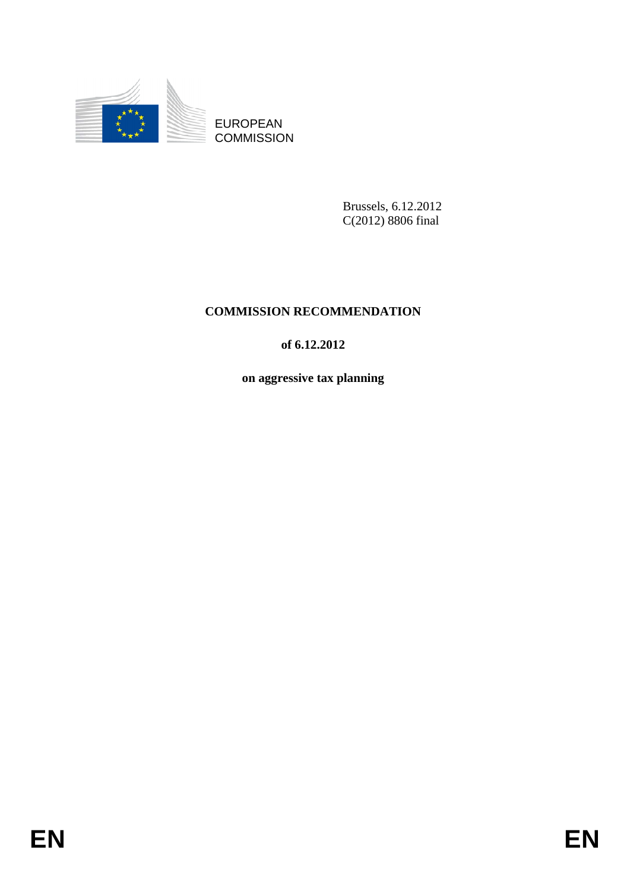EUROPEAN COMMISSION

Brussels, 6.12.2012
C(2012) 8806 final

# COMMISSION RECOMMENDATION

**of 6.12.2012**

**on aggressive tax planning**

EN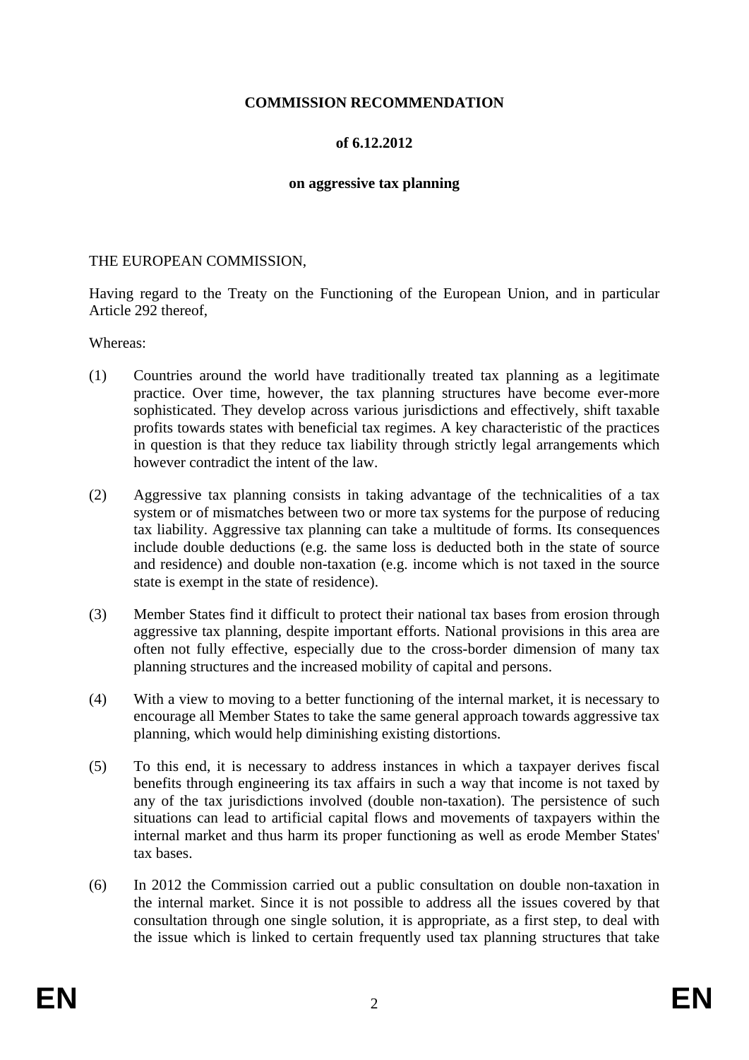**COMMISSION RECOMMENDATION**

**of 6.12.2012**

**on aggressive tax planning**

THE EUROPEAN COMMISSION,

Having regard to the Treaty on the Functioning of the European Union, and in particular Article 292 thereof,

Whereas:

(1) Countries around the world have traditionally treated tax planning as a legitimate practice. Over time, however, the tax planning structures have become ever-more sophisticated. They develop across various jurisdictions and effectively, shift taxable profits towards states with beneficial tax regimes. A key characteristic of the practices in question is that they reduce tax liability through strictly legal arrangements which however contradict the intent of the law.

(2) Aggressive tax planning consists in taking advantage of the technicalities of a tax system or of mismatches between two or more tax systems for the purpose of reducing tax liability. Aggressive tax planning can take a multitude of forms. Its consequences include double deductions (e.g. the same loss is deducted both in the state of source and residence) and double non-taxation (e.g. income which is not taxed in the source state is exempt in the state of residence).

(3) Member States find it difficult to protect their national tax bases from erosion through aggressive tax planning, despite important efforts. National provisions in this area are often not fully effective, especially due to the cross-border dimension of many tax planning structures and the increased mobility of capital and persons.

(4) With a view to moving to a better functioning of the internal market, it is necessary to encourage all Member States to take the same general approach towards aggressive tax planning, which would help diminishing existing distortions.

(5) To this end, it is necessary to address instances in which a taxpayer derives fiscal benefits through engineering its tax affairs in such a way that income is not taxed by any of the tax jurisdictions involved (double non-taxation). The persistence of such situations can lead to artificial capital flows and movements of taxpayers within the internal market and thus harm its proper functioning as well as erode Member States' tax bases.

(6) In 2012 the Commission carried out a public consultation on double non-taxation in the internal market. Since it is not possible to address all the issues covered by that consultation through one single solution, it is appropriate, as a first step, to deal with the issue which is linked to certain frequently used tax planning structures that take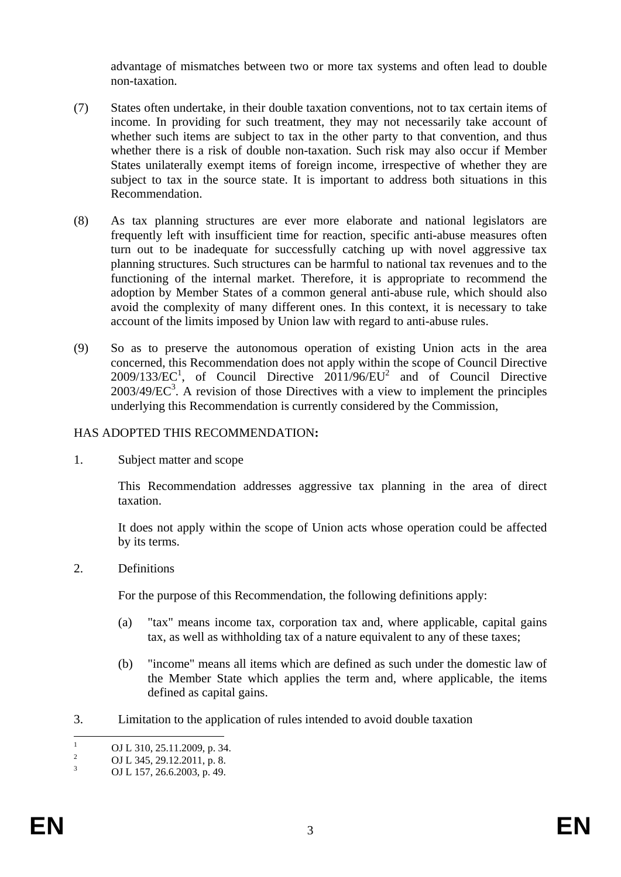advantage of mismatches between two or more tax systems and often lead to double non-taxation.

(7) States often undertake, in their double taxation conventions, not to tax certain items of income. In providing for such treatment, they may not necessarily take account of whether such items are subject to tax in the other party to that convention, and thus whether there is a risk of double non-taxation. Such risk may also occur if Member States unilaterally exempt items of foreign income, irrespective of whether they are subject to tax in the source state. It is important to address both situations in this Recommendation.

(8) As tax planning structures are ever more elaborate and national legislators are frequently left with insufficient time for reaction, specific anti-abuse measures often turn out to be inadequate for successfully catching up with novel aggressive tax planning structures. Such structures can be harmful to national tax revenues and to the functioning of the internal market. Therefore, it is appropriate to recommend the adoption by Member States of a common general anti-abuse rule, which should also avoid the complexity of many different ones. In this context, it is necessary to take account of the limits imposed by Union law with regard to anti-abuse rules.

(9) So as to preserve the autonomous operation of existing Union acts in the area concerned, this Recommendation does not apply within the scope of Council Directive 2009/133/EC[1], of Council Directive 2011/96/EU[2] and of Council Directive 2003/49/EC[3]. A revision of those Directives with a view to implement the principles underlying this Recommendation is currently considered by the Commission,

HAS ADOPTED THIS RECOMMENDATION**:**

1. Subject matter and scope

This Recommendation addresses aggressive tax planning in the area of direct taxation.

It does not apply within the scope of Union acts whose operation could be affected by its terms.

2. Definitions

For the purpose of this Recommendation, the following definitions apply:

(a) "tax" means income tax, corporation tax and, where applicable, capital gains tax, as well as withholding tax of a nature equivalent to any of these taxes;

(b) "income" means all items which are defined as such under the domestic law of the Member State which applies the term and, where applicable, the items defined as capital gains.

3. Limitation to the application of rules intended to avoid double taxation

---

[1] OJ L 310, 25.11.2009, p. 34.

[2] OJ L 345, 29.12.2011, p. 8.

[3] OJ L 157, 26.6.2003, p. 49.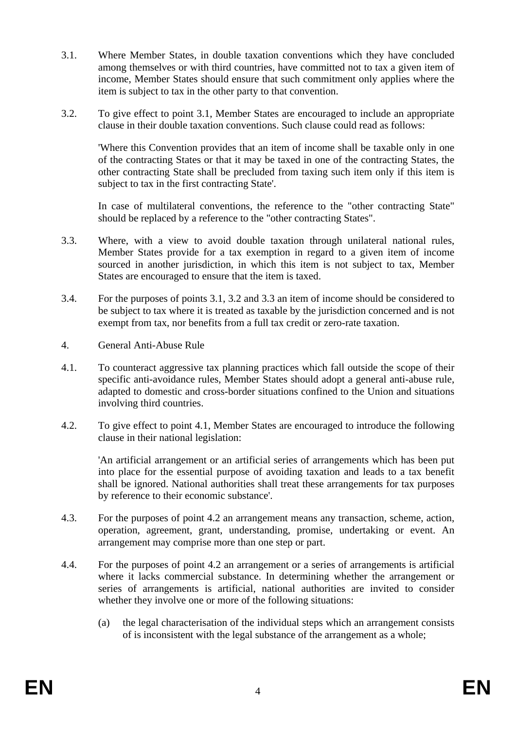3.1. Where Member States, in double taxation conventions which they have concluded among themselves or with third countries, have committed not to tax a given item of income, Member States should ensure that such commitment only applies where the item is subject to tax in the other party to that convention.

3.2. To give effect to point 3.1, Member States are encouraged to include an appropriate clause in their double taxation conventions. Such clause could read as follows:

'Where this Convention provides that an item of income shall be taxable only in one of the contracting States or that it may be taxed in one of the contracting States, the other contracting State shall be precluded from taxing such item only if this item is subject to tax in the first contracting State'.

In case of multilateral conventions, the reference to the "other contracting State" should be replaced by a reference to the "other contracting States".

3.3. Where, with a view to avoid double taxation through unilateral national rules, Member States provide for a tax exemption in regard to a given item of income sourced in another jurisdiction, in which this item is not subject to tax, Member States are encouraged to ensure that the item is taxed.

3.4. For the purposes of points 3.1, 3.2 and 3.3 an item of income should be considered to be subject to tax where it is treated as taxable by the jurisdiction concerned and is not exempt from tax, nor benefits from a full tax credit or zero-rate taxation.

4. General Anti-Abuse Rule

4.1. To counteract aggressive tax planning practices which fall outside the scope of their specific anti-avoidance rules, Member States should adopt a general anti-abuse rule, adapted to domestic and cross-border situations confined to the Union and situations involving third countries.

4.2. To give effect to point 4.1, Member States are encouraged to introduce the following clause in their national legislation:

'An artificial arrangement or an artificial series of arrangements which has been put into place for the essential purpose of avoiding taxation and leads to a tax benefit shall be ignored. National authorities shall treat these arrangements for tax purposes by reference to their economic substance'.

4.3. For the purposes of point 4.2 an arrangement means any transaction, scheme, action, operation, agreement, grant, understanding, promise, undertaking or event. An arrangement may comprise more than one step or part.

4.4. For the purposes of point 4.2 an arrangement or a series of arrangements is artificial where it lacks commercial substance. In determining whether the arrangement or series of arrangements is artificial, national authorities are invited to consider whether they involve one or more of the following situations:

(a) the legal characterisation of the individual steps which an arrangement consists of is inconsistent with the legal substance of the arrangement as a whole;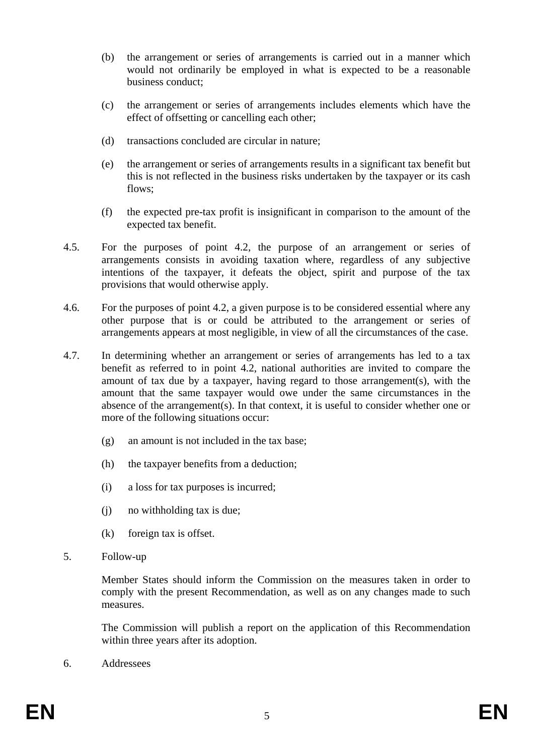(b) the arrangement or series of arrangements is carried out in a manner which would not ordinarily be employed in what is expected to be a reasonable business conduct;

(c) the arrangement or series of arrangements includes elements which have the effect of offsetting or cancelling each other;

(d) transactions concluded are circular in nature;

(e) the arrangement or series of arrangements results in a significant tax benefit but this is not reflected in the business risks undertaken by the taxpayer or its cash flows;

(f) the expected pre-tax profit is insignificant in comparison to the amount of the expected tax benefit.

4.5. For the purposes of point 4.2, the purpose of an arrangement or series of arrangements consists in avoiding taxation where, regardless of any subjective intentions of the taxpayer, it defeats the object, spirit and purpose of the tax provisions that would otherwise apply.

4.6. For the purposes of point 4.2, a given purpose is to be considered essential where any other purpose that is or could be attributed to the arrangement or series of arrangements appears at most negligible, in view of all the circumstances of the case.

4.7. In determining whether an arrangement or series of arrangements has led to a tax benefit as referred to in point 4.2, national authorities are invited to compare the amount of tax due by a taxpayer, having regard to those arrangement(s), with the amount that the same taxpayer would owe under the same circumstances in the absence of the arrangement(s). In that context, it is useful to consider whether one or more of the following situations occur:

(g) an amount is not included in the tax base;

(h) the taxpayer benefits from a deduction;

(i) a loss for tax purposes is incurred;

(j) no withholding tax is due;

(k) foreign tax is offset.

5. Follow-up

Member States should inform the Commission on the measures taken in order to comply with the present Recommendation, as well as on any changes made to such measures.

The Commission will publish a report on the application of this Recommendation within three years after its adoption.

6. Addressees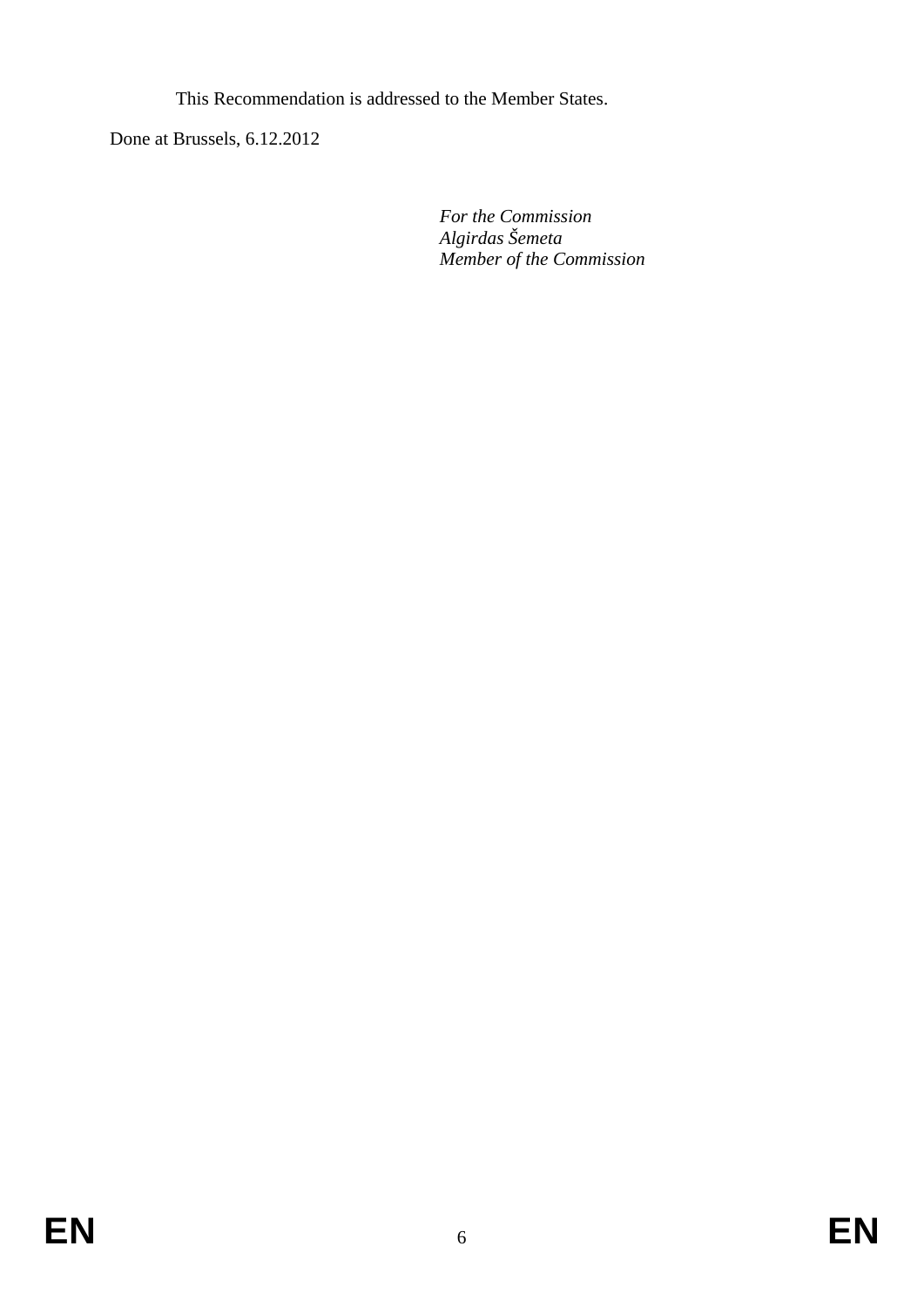This Recommendation is addressed to the Member States.

Done at Brussels, 6.12.2012

*For the Commission*
*Algirdas Šemeta*
*Member of the Commission*